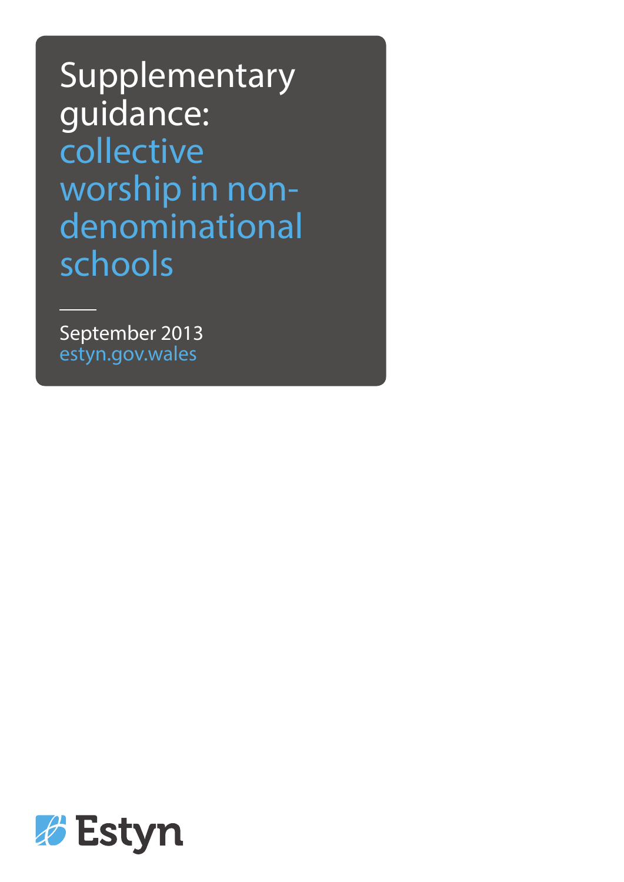# Supplementary guidance: collective worship in non-denominational schools

September 2013

estyn.gov.wales

Estyn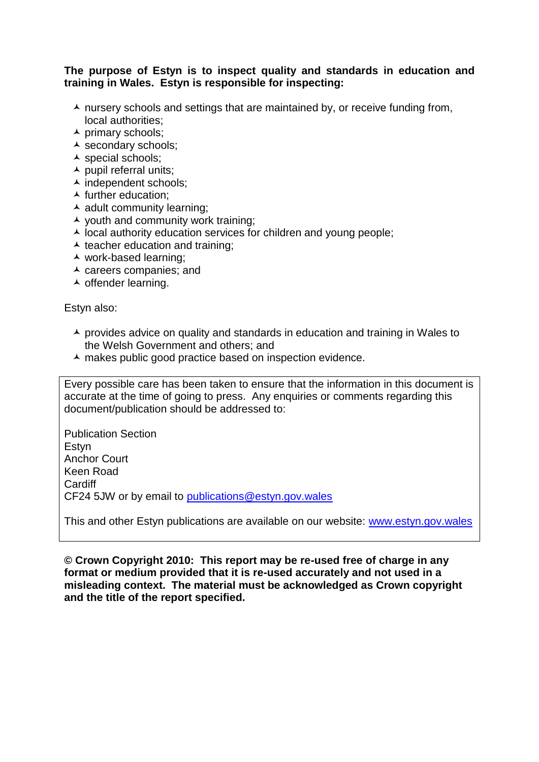**The purpose of Estyn is to inspect quality and standards in education and training in Wales. Estyn is responsible for inspecting:**

- nursery schools and settings that are maintained by, or receive funding from, local authorities;
- primary schools;
- secondary schools;
- special schools;
- pupil referral units;
- independent schools;
- further education;
- adult community learning;
- youth and community work training;
- local authority education services for children and young people;
- teacher education and training;
- work-based learning;
- careers companies; and
- offender learning.

Estyn also:

- provides advice on quality and standards in education and training in Wales to the Welsh Government and others; and
- makes public good practice based on inspection evidence.

Every possible care has been taken to ensure that the information in this document is accurate at the time of going to press. Any enquiries or comments regarding this document/publication should be addressed to:

Publication Section
Estyn
Anchor Court
Keen Road
Cardiff
CF24 5JW or by email to [publications@estyn.gov.wales](mailto:publications@estyn.gov.wales)

This and other Estyn publications are available on our website: [www.estyn.gov.wales](http://www.estyn.gov.wales)

**© Crown Copyright 2010: This report may be re-used free of charge in any format or medium provided that it is re-used accurately and not used in a misleading context. The material must be acknowledged as Crown copyright and the title of the report specified.**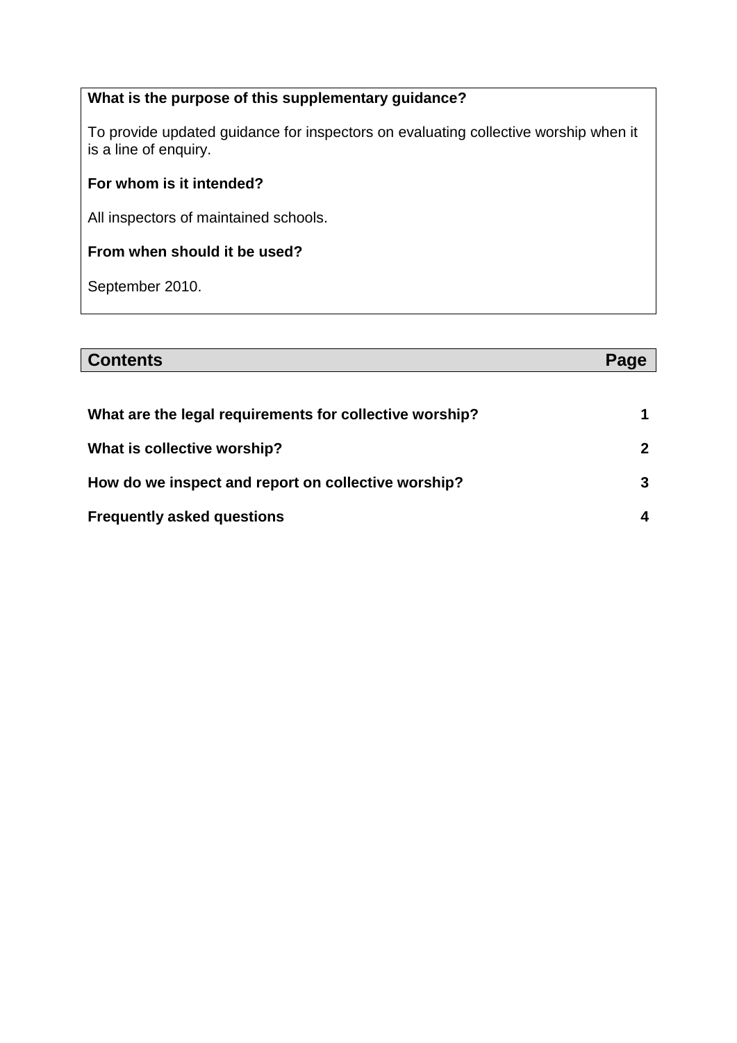**What is the purpose of this supplementary guidance?**

To provide updated guidance for inspectors on evaluating collective worship when it is a line of enquiry.

**For whom is it intended?**

All inspectors of maintained schools.

**From when should it be used?**

September 2010.

| **Contents** | **Page** |
|---|---|
| **What are the legal requirements for collective worship?** | **1** |
| **What is collective worship?** | **2** |
| **How do we inspect and report on collective worship?** | **3** |
| **Frequently asked questions** | **4** |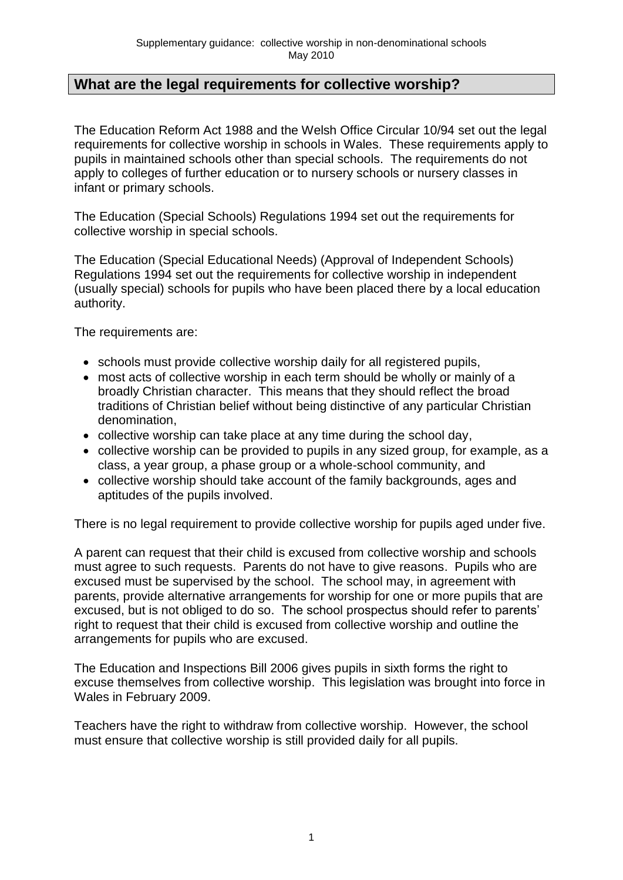## What are the legal requirements for collective worship?

The Education Reform Act 1988 and the Welsh Office Circular 10/94 set out the legal requirements for collective worship in schools in Wales. These requirements apply to pupils in maintained schools other than special schools. The requirements do not apply to colleges of further education or to nursery schools or nursery classes in infant or primary schools.

The Education (Special Schools) Regulations 1994 set out the requirements for collective worship in special schools.

The Education (Special Educational Needs) (Approval of Independent Schools) Regulations 1994 set out the requirements for collective worship in independent (usually special) schools for pupils who have been placed there by a local education authority.

The requirements are:

- schools must provide collective worship daily for all registered pupils,
- most acts of collective worship in each term should be wholly or mainly of a broadly Christian character. This means that they should reflect the broad traditions of Christian belief without being distinctive of any particular Christian denomination,
- collective worship can take place at any time during the school day,
- collective worship can be provided to pupils in any sized group, for example, as a class, a year group, a phase group or a whole-school community, and
- collective worship should take account of the family backgrounds, ages and aptitudes of the pupils involved.

There is no legal requirement to provide collective worship for pupils aged under five.

A parent can request that their child is excused from collective worship and schools must agree to such requests. Parents do not have to give reasons. Pupils who are excused must be supervised by the school. The school may, in agreement with parents, provide alternative arrangements for worship for one or more pupils that are excused, but is not obliged to do so. The school prospectus should refer to parents' right to request that their child is excused from collective worship and outline the arrangements for pupils who are excused.

The Education and Inspections Bill 2006 gives pupils in sixth forms the right to excuse themselves from collective worship. This legislation was brought into force in Wales in February 2009.

Teachers have the right to withdraw from collective worship. However, the school must ensure that collective worship is still provided daily for all pupils.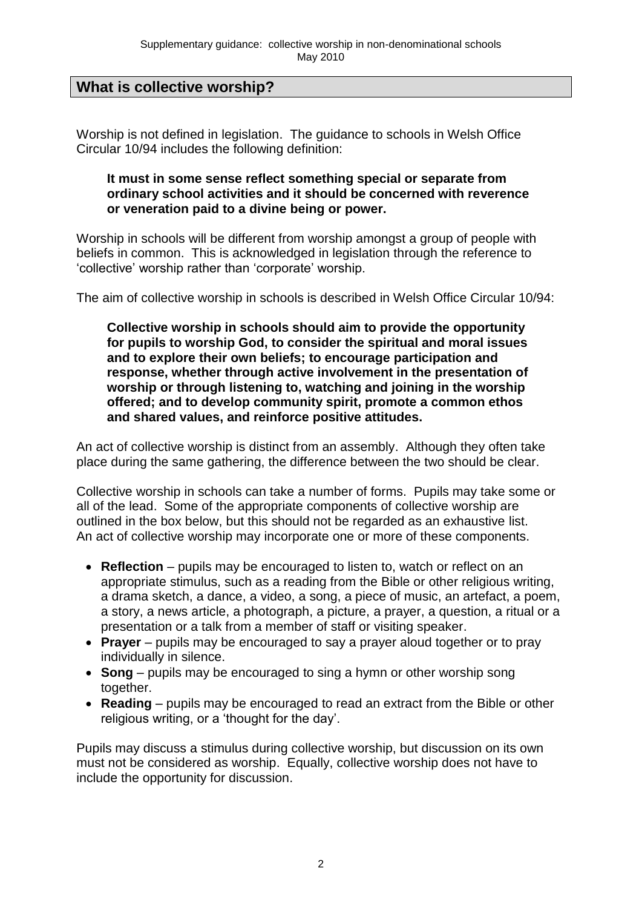## What is collective worship?

Worship is not defined in legislation. The guidance to schools in Welsh Office Circular 10/94 includes the following definition:

> **It must in some sense reflect something special or separate from ordinary school activities and it should be concerned with reverence or veneration paid to a divine being or power.**

Worship in schools will be different from worship amongst a group of people with beliefs in common. This is acknowledged in legislation through the reference to 'collective' worship rather than 'corporate' worship.

The aim of collective worship in schools is described in Welsh Office Circular 10/94:

> **Collective worship in schools should aim to provide the opportunity for pupils to worship God, to consider the spiritual and moral issues and to explore their own beliefs; to encourage participation and response, whether through active involvement in the presentation of worship or through listening to, watching and joining in the worship offered; and to develop community spirit, promote a common ethos and shared values, and reinforce positive attitudes.**

An act of collective worship is distinct from an assembly. Although they often take place during the same gathering, the difference between the two should be clear.

Collective worship in schools can take a number of forms. Pupils may take some or all of the lead. Some of the appropriate components of collective worship are outlined in the box below, but this should not be regarded as an exhaustive list. An act of collective worship may incorporate one or more of these components.

- **Reflection** – pupils may be encouraged to listen to, watch or reflect on an appropriate stimulus, such as a reading from the Bible or other religious writing, a drama sketch, a dance, a video, a song, a piece of music, an artefact, a poem, a story, a news article, a photograph, a picture, a prayer, a question, a ritual or a presentation or a talk from a member of staff or visiting speaker.
- **Prayer** – pupils may be encouraged to say a prayer aloud together or to pray individually in silence.
- **Song** – pupils may be encouraged to sing a hymn or other worship song together.
- **Reading** – pupils may be encouraged to read an extract from the Bible or other religious writing, or a 'thought for the day'.

Pupils may discuss a stimulus during collective worship, but discussion on its own must not be considered as worship. Equally, collective worship does not have to include the opportunity for discussion.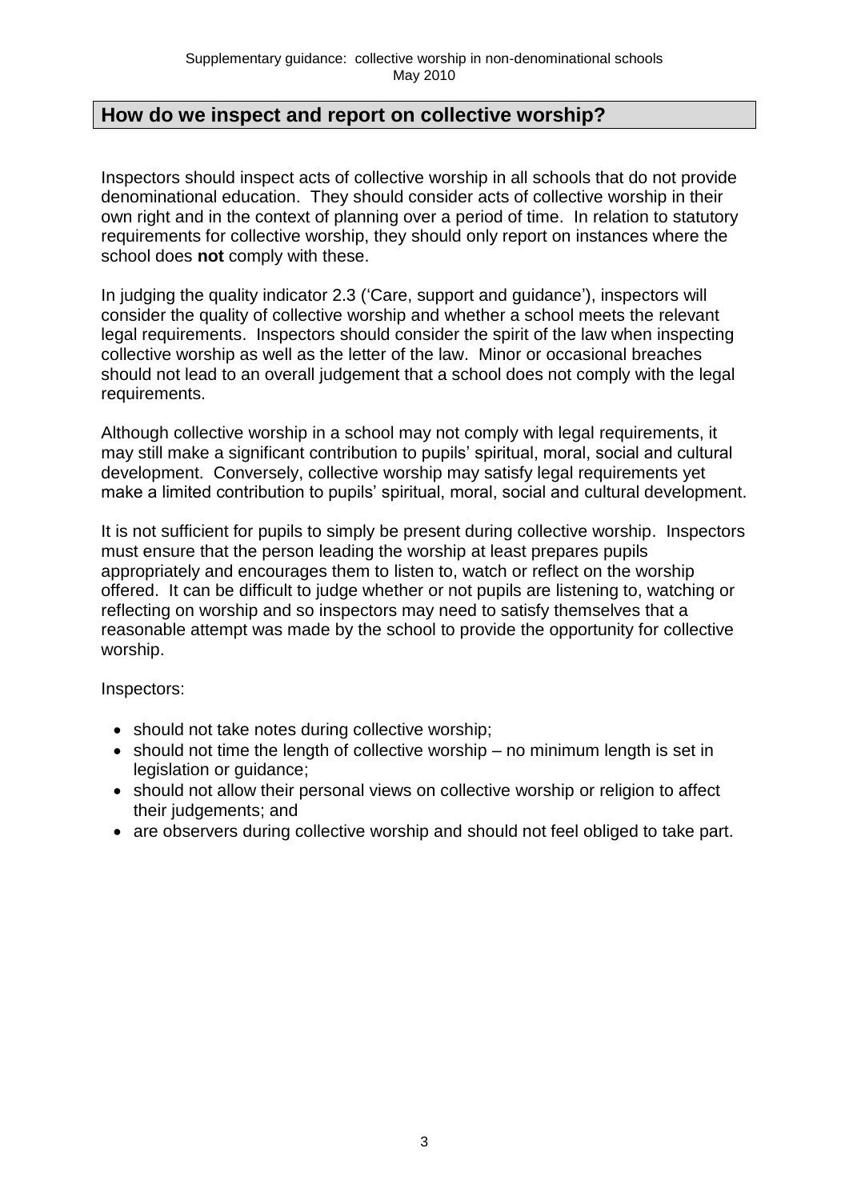## How do we inspect and report on collective worship?

Inspectors should inspect acts of collective worship in all schools that do not provide denominational education. They should consider acts of collective worship in their own right and in the context of planning over a period of time. In relation to statutory requirements for collective worship, they should only report on instances where the school does **not** comply with these.

In judging the quality indicator 2.3 ('Care, support and guidance'), inspectors will consider the quality of collective worship and whether a school meets the relevant legal requirements. Inspectors should consider the spirit of the law when inspecting collective worship as well as the letter of the law. Minor or occasional breaches should not lead to an overall judgement that a school does not comply with the legal requirements.

Although collective worship in a school may not comply with legal requirements, it may still make a significant contribution to pupils' spiritual, moral, social and cultural development. Conversely, collective worship may satisfy legal requirements yet make a limited contribution to pupils' spiritual, moral, social and cultural development.

It is not sufficient for pupils to simply be present during collective worship. Inspectors must ensure that the person leading the worship at least prepares pupils appropriately and encourages them to listen to, watch or reflect on the worship offered. It can be difficult to judge whether or not pupils are listening to, watching or reflecting on worship and so inspectors may need to satisfy themselves that a reasonable attempt was made by the school to provide the opportunity for collective worship.

Inspectors:

- should not take notes during collective worship;
- should not time the length of collective worship – no minimum length is set in legislation or guidance;
- should not allow their personal views on collective worship or religion to affect their judgements; and
- are observers during collective worship and should not feel obliged to take part.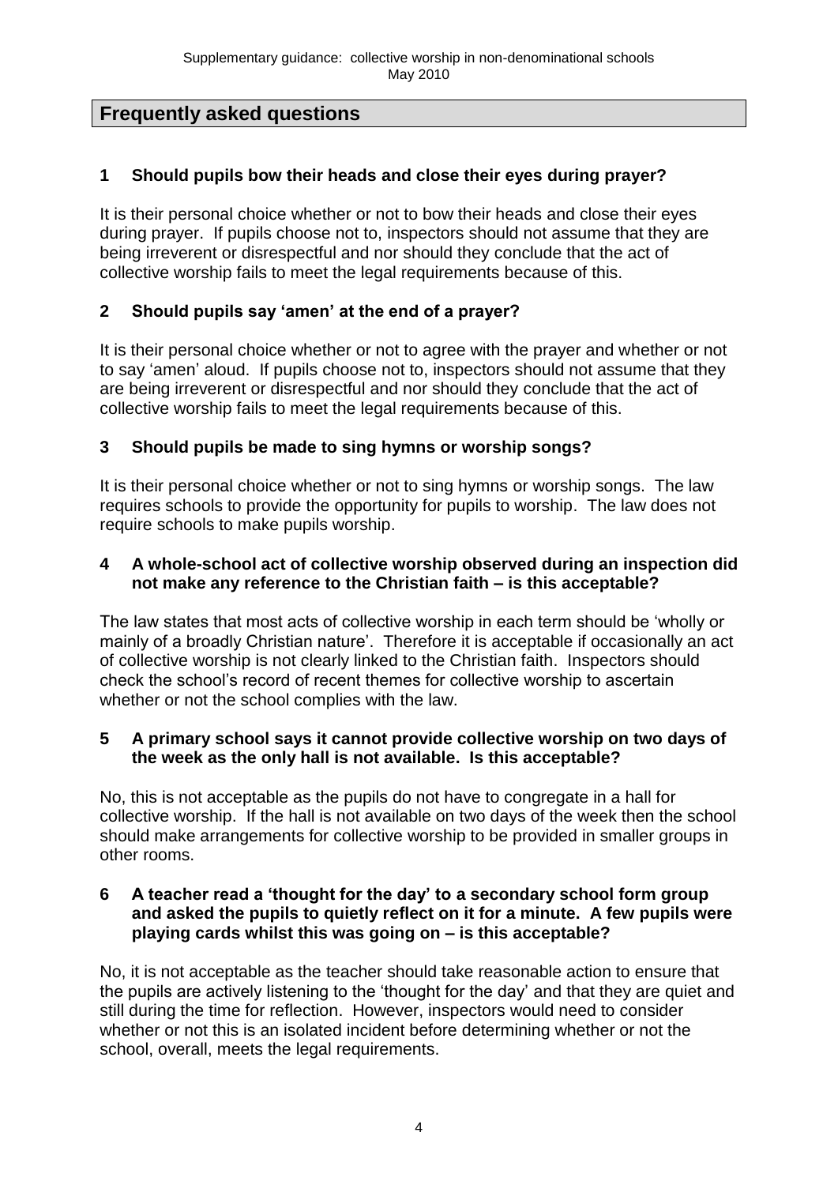## Frequently asked questions

### 1 Should pupils bow their heads and close their eyes during prayer?

It is their personal choice whether or not to bow their heads and close their eyes during prayer. If pupils choose not to, inspectors should not assume that they are being irreverent or disrespectful and nor should they conclude that the act of collective worship fails to meet the legal requirements because of this.

### 2 Should pupils say 'amen' at the end of a prayer?

It is their personal choice whether or not to agree with the prayer and whether or not to say 'amen' aloud. If pupils choose not to, inspectors should not assume that they are being irreverent or disrespectful and nor should they conclude that the act of collective worship fails to meet the legal requirements because of this.

### 3 Should pupils be made to sing hymns or worship songs?

It is their personal choice whether or not to sing hymns or worship songs. The law requires schools to provide the opportunity for pupils to worship. The law does not require schools to make pupils worship.

### 4 A whole-school act of collective worship observed during an inspection did not make any reference to the Christian faith – is this acceptable?

The law states that most acts of collective worship in each term should be 'wholly or mainly of a broadly Christian nature'. Therefore it is acceptable if occasionally an act of collective worship is not clearly linked to the Christian faith. Inspectors should check the school's record of recent themes for collective worship to ascertain whether or not the school complies with the law.

### 5 A primary school says it cannot provide collective worship on two days of the week as the only hall is not available. Is this acceptable?

No, this is not acceptable as the pupils do not have to congregate in a hall for collective worship. If the hall is not available on two days of the week then the school should make arrangements for collective worship to be provided in smaller groups in other rooms.

### 6 A teacher read a 'thought for the day' to a secondary school form group and asked the pupils to quietly reflect on it for a minute. A few pupils were playing cards whilst this was going on – is this acceptable?

No, it is not acceptable as the teacher should take reasonable action to ensure that the pupils are actively listening to the 'thought for the day' and that they are quiet and still during the time for reflection. However, inspectors would need to consider whether or not this is an isolated incident before determining whether or not the school, overall, meets the legal requirements.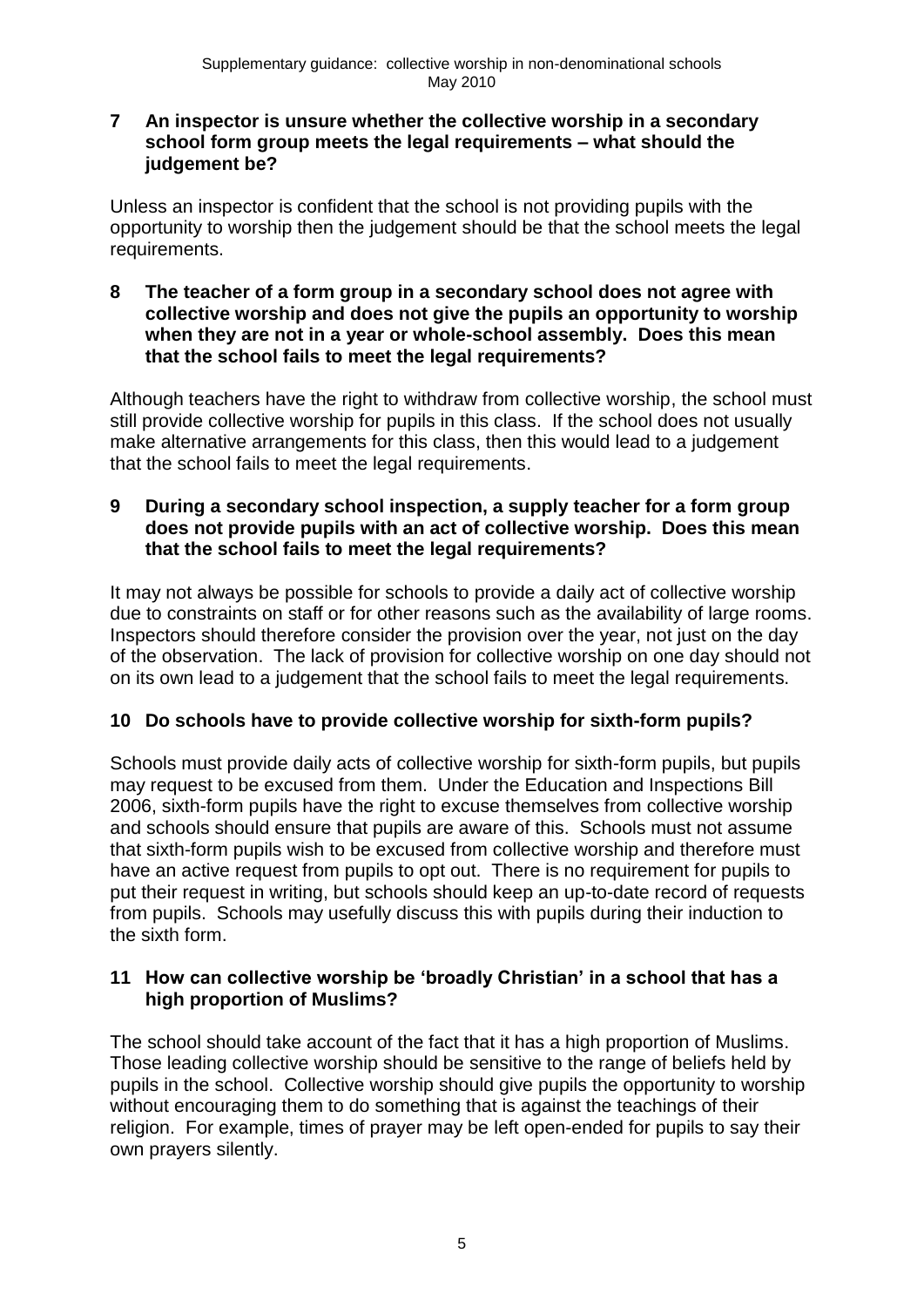**7 An inspector is unsure whether the collective worship in a secondary school form group meets the legal requirements – what should the judgement be?**

Unless an inspector is confident that the school is not providing pupils with the opportunity to worship then the judgement should be that the school meets the legal requirements.

**8 The teacher of a form group in a secondary school does not agree with collective worship and does not give the pupils an opportunity to worship when they are not in a year or whole-school assembly. Does this mean that the school fails to meet the legal requirements?**

Although teachers have the right to withdraw from collective worship, the school must still provide collective worship for pupils in this class. If the school does not usually make alternative arrangements for this class, then this would lead to a judgement that the school fails to meet the legal requirements.

**9 During a secondary school inspection, a supply teacher for a form group does not provide pupils with an act of collective worship. Does this mean that the school fails to meet the legal requirements?**

It may not always be possible for schools to provide a daily act of collective worship due to constraints on staff or for other reasons such as the availability of large rooms. Inspectors should therefore consider the provision over the year, not just on the day of the observation. The lack of provision for collective worship on one day should not on its own lead to a judgement that the school fails to meet the legal requirements.

**10 Do schools have to provide collective worship for sixth-form pupils?**

Schools must provide daily acts of collective worship for sixth-form pupils, but pupils may request to be excused from them. Under the Education and Inspections Bill 2006, sixth-form pupils have the right to excuse themselves from collective worship and schools should ensure that pupils are aware of this. Schools must not assume that sixth-form pupils wish to be excused from collective worship and therefore must have an active request from pupils to opt out. There is no requirement for pupils to put their request in writing, but schools should keep an up-to-date record of requests from pupils. Schools may usefully discuss this with pupils during their induction to the sixth form.

**11 How can collective worship be 'broadly Christian' in a school that has a high proportion of Muslims?**

The school should take account of the fact that it has a high proportion of Muslims. Those leading collective worship should be sensitive to the range of beliefs held by pupils in the school. Collective worship should give pupils the opportunity to worship without encouraging them to do something that is against the teachings of their religion. For example, times of prayer may be left open-ended for pupils to say their own prayers silently.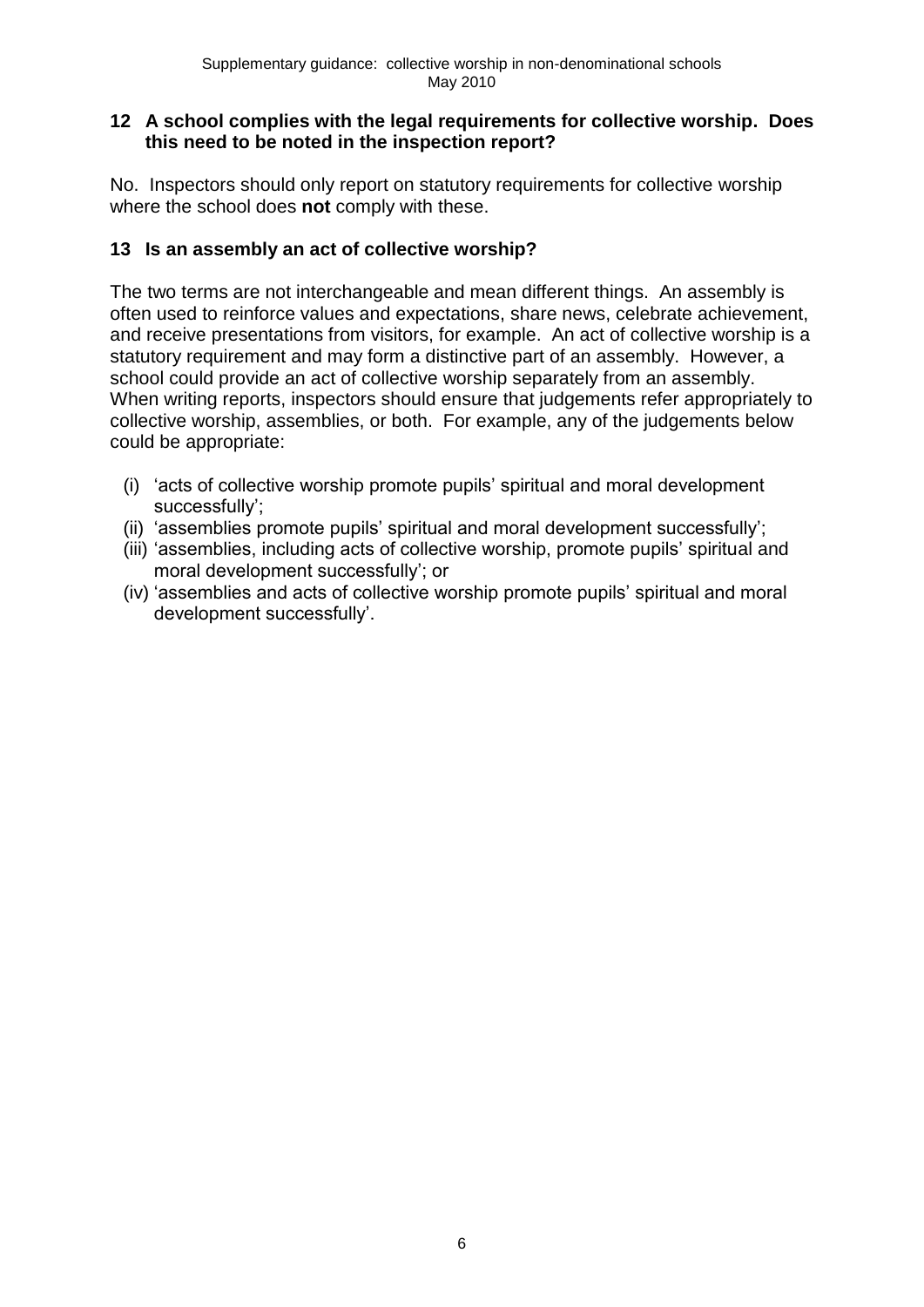### 12 A school complies with the legal requirements for collective worship. Does this need to be noted in the inspection report?

No. Inspectors should only report on statutory requirements for collective worship where the school does **not** comply with these.

### 13 Is an assembly an act of collective worship?

The two terms are not interchangeable and mean different things. An assembly is often used to reinforce values and expectations, share news, celebrate achievement, and receive presentations from visitors, for example. An act of collective worship is a statutory requirement and may form a distinctive part of an assembly. However, a school could provide an act of collective worship separately from an assembly. When writing reports, inspectors should ensure that judgements refer appropriately to collective worship, assemblies, or both. For example, any of the judgements below could be appropriate:

- (i) 'acts of collective worship promote pupils' spiritual and moral development successfully';
- (ii) 'assemblies promote pupils' spiritual and moral development successfully';
- (iii) 'assemblies, including acts of collective worship, promote pupils' spiritual and moral development successfully'; or
- (iv) 'assemblies and acts of collective worship promote pupils' spiritual and moral development successfully'.